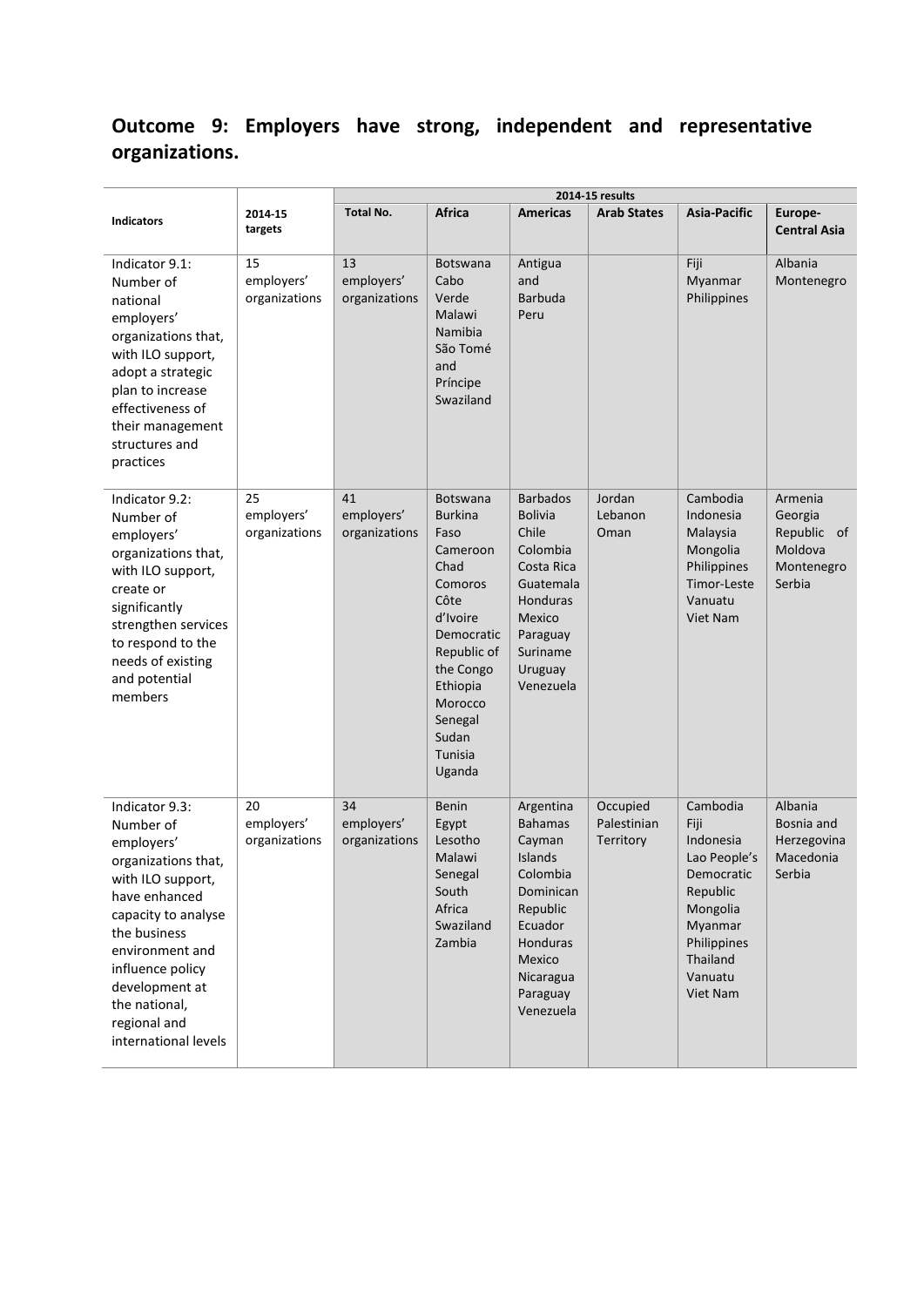## Outcome 9: Employers have strong, independent and representative organizations.

| Indicators | 2014-15 targets | 2014-15 results | | | | | |
|---|---|---|---|---|---|---|---|
| | | Total No. | Africa | Americas | Arab States | Asia-Pacific | Europe-Central Asia |
| Indicator 9.1: Number of national employers' organizations that, with ILO support, adopt a strategic plan to increase effectiveness of their management structures and practices | 15 employers' organizations | 13 employers' organizations | Botswana<br>Cabo Verde<br>Malawi<br>Namibia<br>São Tomé and Príncipe<br>Swaziland | Antigua and Barbuda<br>Peru | | Fiji<br>Myanmar<br>Philippines | Albania<br>Montenegro |
| Indicator 9.2: Number of employers' organizations that, with ILO support, create or significantly strengthen services to respond to the needs of existing and potential members | 25 employers' organizations | 41 employers' organizations | Botswana<br>Burkina Faso<br>Cameroon<br>Chad<br>Comoros<br>Côte d'Ivoire<br>Democratic Republic of the Congo<br>Ethiopia<br>Morocco<br>Senegal<br>Sudan<br>Tunisia<br>Uganda | Barbados<br>Bolivia<br>Chile<br>Colombia<br>Costa Rica<br>Guatemala<br>Honduras<br>Mexico<br>Paraguay<br>Suriname<br>Uruguay<br>Venezuela | Jordan<br>Lebanon<br>Oman | Cambodia<br>Indonesia<br>Malaysia<br>Mongolia<br>Philippines<br>Timor-Leste<br>Vanuatu<br>Viet Nam | Armenia<br>Georgia<br>Republic of Moldova<br>Montenegro<br>Serbia |
| Indicator 9.3: Number of employers' organizations that, with ILO support, have enhanced capacity to analyse the business environment and influence policy development at the national, regional and international levels | 20 employers' organizations | 34 employers' organizations | Benin<br>Egypt<br>Lesotho<br>Malawi<br>Senegal<br>South Africa<br>Swaziland<br>Zambia | Argentina<br>Bahamas<br>Cayman Islands<br>Colombia<br>Dominican Republic<br>Ecuador<br>Honduras<br>Mexico<br>Nicaragua<br>Paraguay<br>Venezuela | Occupied Palestinian Territory | Cambodia<br>Fiji<br>Indonesia<br>Lao People's Democratic Republic<br>Mongolia<br>Myanmar<br>Philippines<br>Thailand<br>Vanuatu<br>Viet Nam | Albania<br>Bosnia and Herzegovina<br>Macedonia<br>Serbia |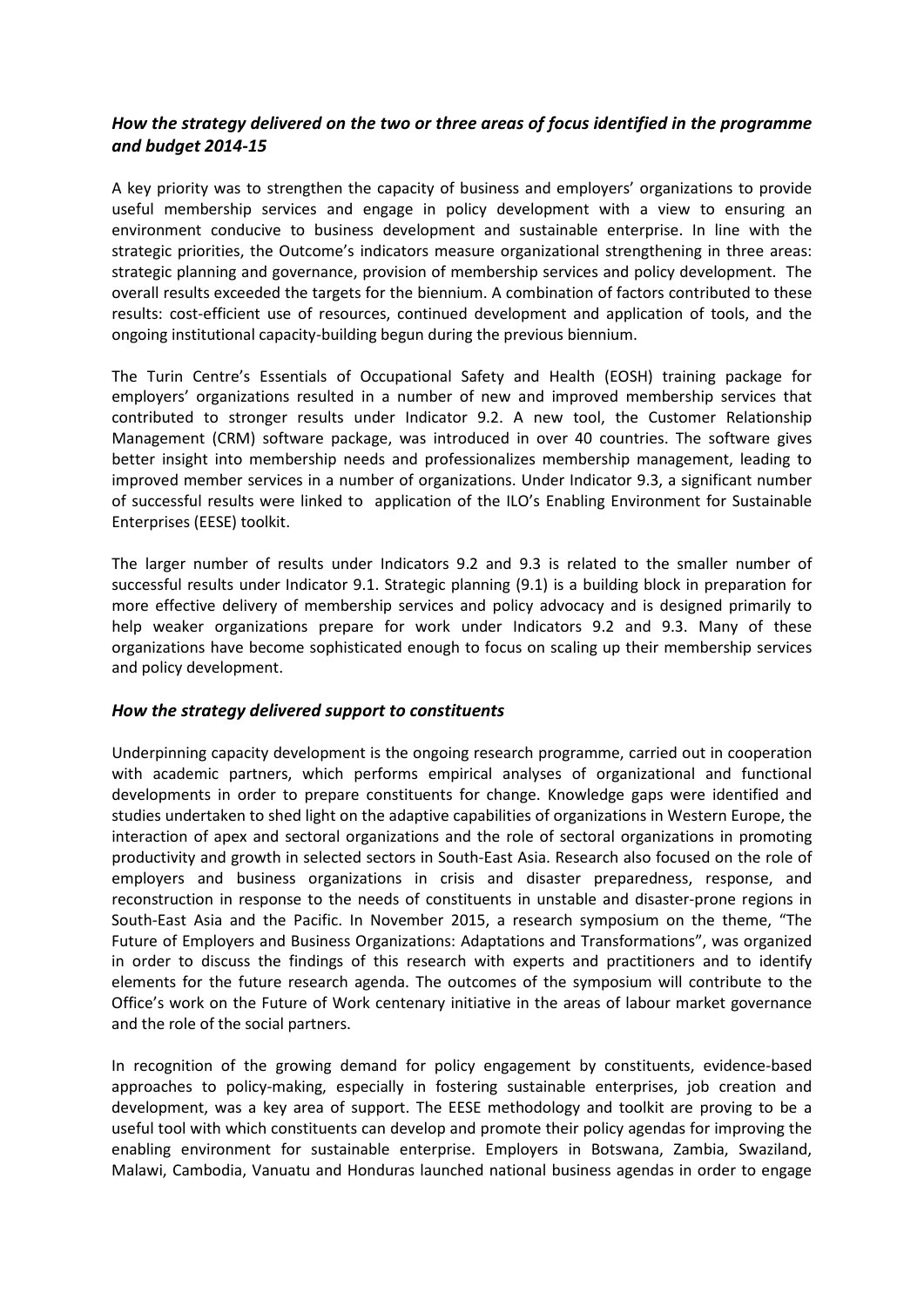### *How the strategy delivered on the two or three areas of focus identified in the programme and budget 2014-15*

A key priority was to strengthen the capacity of business and employers' organizations to provide useful membership services and engage in policy development with a view to ensuring an environment conducive to business development and sustainable enterprise. In line with the strategic priorities, the Outcome's indicators measure organizational strengthening in three areas: strategic planning and governance, provision of membership services and policy development. The overall results exceeded the targets for the biennium. A combination of factors contributed to these results: cost-efficient use of resources, continued development and application of tools, and the ongoing institutional capacity-building begun during the previous biennium.

The Turin Centre's Essentials of Occupational Safety and Health (EOSH) training package for employers' organizations resulted in a number of new and improved membership services that contributed to stronger results under Indicator 9.2. A new tool, the Customer Relationship Management (CRM) software package, was introduced in over 40 countries. The software gives better insight into membership needs and professionalizes membership management, leading to improved member services in a number of organizations. Under Indicator 9.3, a significant number of successful results were linked to application of the ILO's Enabling Environment for Sustainable Enterprises (EESE) toolkit.

The larger number of results under Indicators 9.2 and 9.3 is related to the smaller number of successful results under Indicator 9.1. Strategic planning (9.1) is a building block in preparation for more effective delivery of membership services and policy advocacy and is designed primarily to help weaker organizations prepare for work under Indicators 9.2 and 9.3. Many of these organizations have become sophisticated enough to focus on scaling up their membership services and policy development.

### *How the strategy delivered support to constituents*

Underpinning capacity development is the ongoing research programme, carried out in cooperation with academic partners, which performs empirical analyses of organizational and functional developments in order to prepare constituents for change. Knowledge gaps were identified and studies undertaken to shed light on the adaptive capabilities of organizations in Western Europe, the interaction of apex and sectoral organizations and the role of sectoral organizations in promoting productivity and growth in selected sectors in South-East Asia. Research also focused on the role of employers and business organizations in crisis and disaster preparedness, response, and reconstruction in response to the needs of constituents in unstable and disaster-prone regions in South-East Asia and the Pacific. In November 2015, a research symposium on the theme, "The Future of Employers and Business Organizations: Adaptations and Transformations", was organized in order to discuss the findings of this research with experts and practitioners and to identify elements for the future research agenda. The outcomes of the symposium will contribute to the Office's work on the Future of Work centenary initiative in the areas of labour market governance and the role of the social partners.

In recognition of the growing demand for policy engagement by constituents, evidence-based approaches to policy-making, especially in fostering sustainable enterprises, job creation and development, was a key area of support. The EESE methodology and toolkit are proving to be a useful tool with which constituents can develop and promote their policy agendas for improving the enabling environment for sustainable enterprise. Employers in Botswana, Zambia, Swaziland, Malawi, Cambodia, Vanuatu and Honduras launched national business agendas in order to engage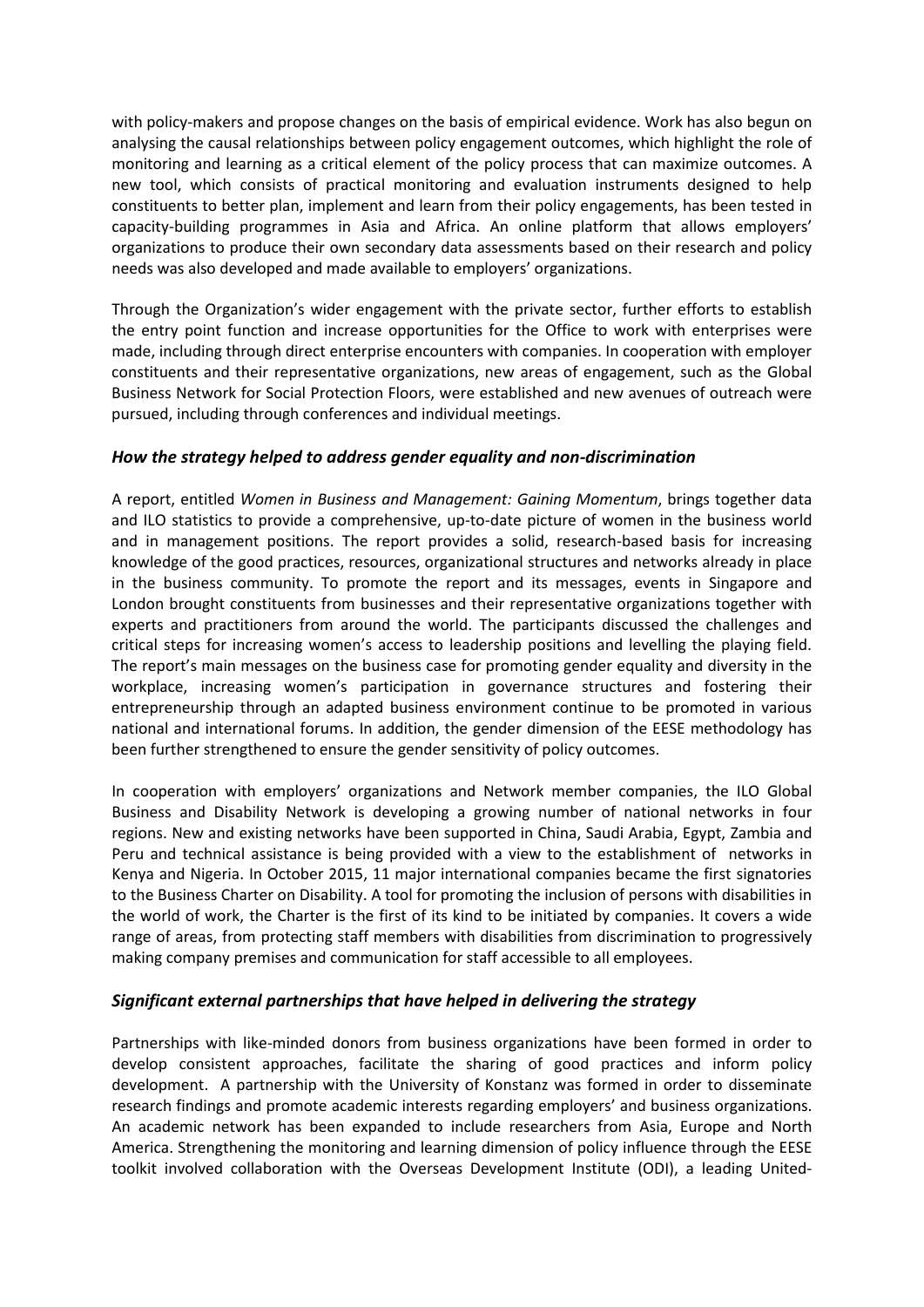with policy-makers and propose changes on the basis of empirical evidence. Work has also begun on analysing the causal relationships between policy engagement outcomes, which highlight the role of monitoring and learning as a critical element of the policy process that can maximize outcomes. A new tool, which consists of practical monitoring and evaluation instruments designed to help constituents to better plan, implement and learn from their policy engagements, has been tested in capacity-building programmes in Asia and Africa. An online platform that allows employers' organizations to produce their own secondary data assessments based on their research and policy needs was also developed and made available to employers' organizations.

Through the Organization's wider engagement with the private sector, further efforts to establish the entry point function and increase opportunities for the Office to work with enterprises were made, including through direct enterprise encounters with companies. In cooperation with employer constituents and their representative organizations, new areas of engagement, such as the Global Business Network for Social Protection Floors, were established and new avenues of outreach were pursued, including through conferences and individual meetings.

### *How the strategy helped to address gender equality and non-discrimination*

A report, entitled *Women in Business and Management: Gaining Momentum*, brings together data and ILO statistics to provide a comprehensive, up-to-date picture of women in the business world and in management positions. The report provides a solid, research-based basis for increasing knowledge of the good practices, resources, organizational structures and networks already in place in the business community. To promote the report and its messages, events in Singapore and London brought constituents from businesses and their representative organizations together with experts and practitioners from around the world. The participants discussed the challenges and critical steps for increasing women's access to leadership positions and levelling the playing field. The report's main messages on the business case for promoting gender equality and diversity in the workplace, increasing women's participation in governance structures and fostering their entrepreneurship through an adapted business environment continue to be promoted in various national and international forums. In addition, the gender dimension of the EESE methodology has been further strengthened to ensure the gender sensitivity of policy outcomes.

In cooperation with employers' organizations and Network member companies, the ILO Global Business and Disability Network is developing a growing number of national networks in four regions. New and existing networks have been supported in China, Saudi Arabia, Egypt, Zambia and Peru and technical assistance is being provided with a view to the establishment of networks in Kenya and Nigeria. In October 2015, 11 major international companies became the first signatories to the Business Charter on Disability. A tool for promoting the inclusion of persons with disabilities in the world of work, the Charter is the first of its kind to be initiated by companies. It covers a wide range of areas, from protecting staff members with disabilities from discrimination to progressively making company premises and communication for staff accessible to all employees.

### *Significant external partnerships that have helped in delivering the strategy*

Partnerships with like-minded donors from business organizations have been formed in order to develop consistent approaches, facilitate the sharing of good practices and inform policy development. A partnership with the University of Konstanz was formed in order to disseminate research findings and promote academic interests regarding employers' and business organizations. An academic network has been expanded to include researchers from Asia, Europe and North America. Strengthening the monitoring and learning dimension of policy influence through the EESE toolkit involved collaboration with the Overseas Development Institute (ODI), a leading United-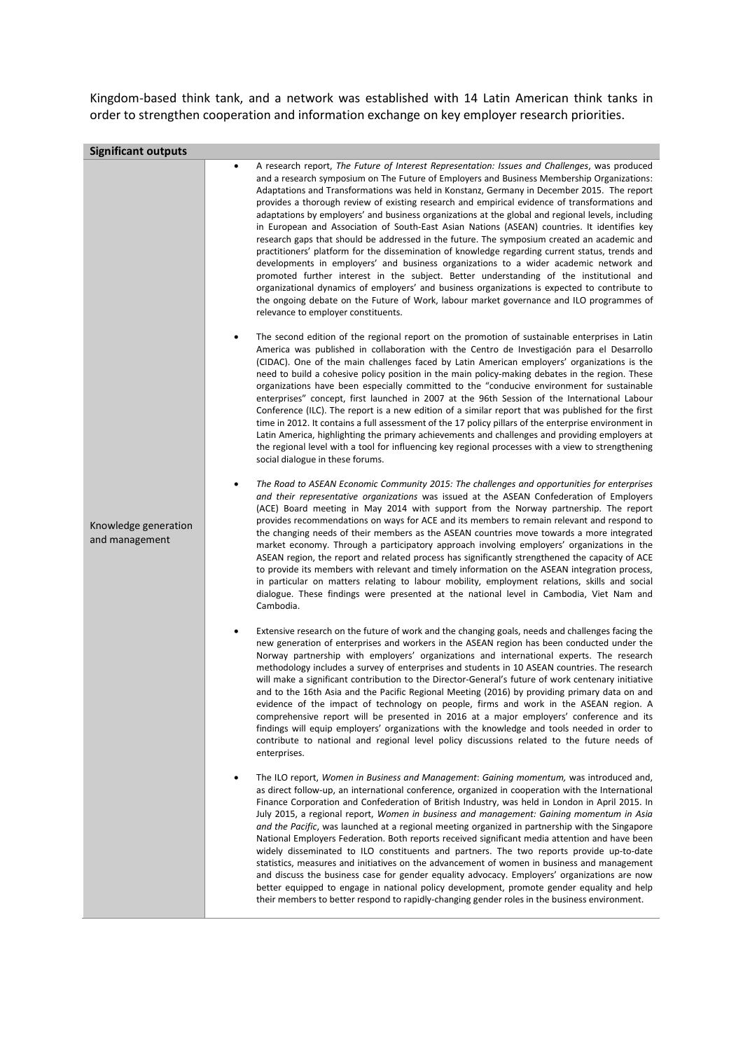Kingdom-based think tank, and a network was established with 14 Latin American think tanks in order to strengthen cooperation and information exchange on key employer research priorities.

| **Significant outputs** | |
| --- | --- |
| Knowledge generation and management | • A research report, *The Future of Interest Representation: Issues and Challenges*, was produced and a research symposium on The Future of Employers and Business Membership Organizations: Adaptations and Transformations was held in Konstanz, Germany in December 2015. The report provides a thorough review of existing research and empirical evidence of transformations and adaptations by employers' and business organizations at the global and regional levels, including in European and Association of South-East Asian Nations (ASEAN) countries. It identifies key research gaps that should be addressed in the future. The symposium created an academic and practitioners' platform for the dissemination of knowledge regarding current status, trends and developments in employers' and business organizations to a wider academic network and promoted further interest in the subject. Better understanding of the institutional and organizational dynamics of employers' and business organizations is expected to contribute to the ongoing debate on the Future of Work, labour market governance and ILO programmes of relevance to employer constituents.<br><br>• The second edition of the regional report on the promotion of sustainable enterprises in Latin America was published in collaboration with the Centro de Investigación para el Desarrollo (CIDAC). One of the main challenges faced by Latin American employers' organizations is the need to build a cohesive policy position in the main policy-making debates in the region. These organizations have been especially committed to the "conducive environment for sustainable enterprises" concept, first launched in 2007 at the 96th Session of the International Labour Conference (ILC). The report is a new edition of a similar report that was published for the first time in 2012. It contains a full assessment of the 17 policy pillars of the enterprise environment in Latin America, highlighting the primary achievements and challenges and providing employers at the regional level with a tool for influencing key regional processes with a view to strengthening social dialogue in these forums.<br><br>• *The Road to ASEAN Economic Community 2015: The challenges and opportunities for enterprises and their representative organizations* was issued at the ASEAN Confederation of Employers (ACE) Board meeting in May 2014 with support from the Norway partnership. The report provides recommendations on ways for ACE and its members to remain relevant and respond to the changing needs of their members as the ASEAN countries move towards a more integrated market economy. Through a participatory approach involving employers' organizations in the ASEAN region, the report and related process has significantly strengthened the capacity of ACE to provide its members with relevant and timely information on the ASEAN integration process, in particular on matters relating to labour mobility, employment relations, skills and social dialogue. These findings were presented at the national level in Cambodia, Viet Nam and Cambodia.<br><br>• Extensive research on the future of work and the changing goals, needs and challenges facing the new generation of enterprises and workers in the ASEAN region has been conducted under the Norway partnership with employers' organizations and international experts. The research methodology includes a survey of enterprises and students in 10 ASEAN countries. The research will make a significant contribution to the Director-General's future of work centenary initiative and to the 16th Asia and the Pacific Regional Meeting (2016) by providing primary data on and evidence of the impact of technology on people, firms and work in the ASEAN region. A comprehensive report will be presented in 2016 at a major employers' conference and its findings will equip employers' organizations with the knowledge and tools needed in order to contribute to national and regional level policy discussions related to the future needs of enterprises.<br><br>• The ILO report, *Women in Business and Management*: *Gaining momentum,* was introduced and, as direct follow-up, an international conference, organized in cooperation with the International Finance Corporation and Confederation of British Industry, was held in London in April 2015. In July 2015, a regional report, *Women in business and management: Gaining momentum in Asia and the Pacific*, was launched at a regional meeting organized in partnership with the Singapore National Employers Federation. Both reports received significant media attention and have been widely disseminated to ILO constituents and partners. The two reports provide up-to-date statistics, measures and initiatives on the advancement of women in business and management and discuss the business case for gender equality advocacy. Employers' organizations are now better equipped to engage in national policy development, promote gender equality and help their members to better respond to rapidly-changing gender roles in the business environment. |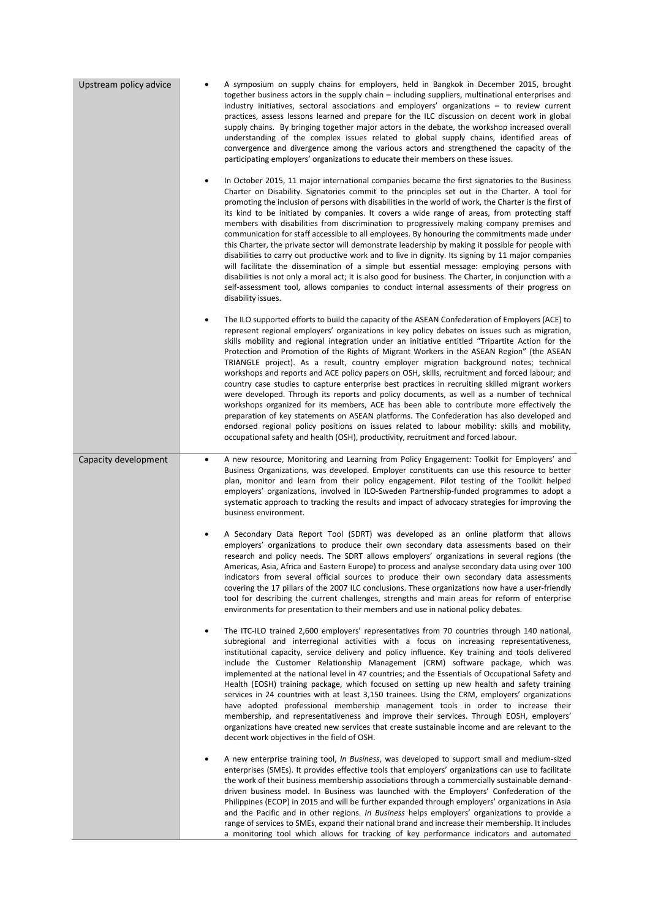| | |
|---|---|
| Upstream policy advice | • A symposium on supply chains for employers, held in Bangkok in December 2015, brought together business actors in the supply chain – including suppliers, multinational enterprises and industry initiatives, sectoral associations and employers' organizations – to review current practices, assess lessons learned and prepare for the ILC discussion on decent work in global supply chains. By bringing together major actors in the debate, the workshop increased overall understanding of the complex issues related to global supply chains, identified areas of convergence and divergence among the various actors and strengthened the capacity of the participating employers' organizations to educate their members on these issues.<br><br>• In October 2015, 11 major international companies became the first signatories to the Business Charter on Disability. Signatories commit to the principles set out in the Charter. A tool for promoting the inclusion of persons with disabilities in the world of work, the Charter is the first of its kind to be initiated by companies. It covers a wide range of areas, from protecting staff members with disabilities from discrimination to progressively making company premises and communication for staff accessible to all employees. By honouring the commitments made under this Charter, the private sector will demonstrate leadership by making it possible for people with disabilities to carry out productive work and to live in dignity. Its signing by 11 major companies will facilitate the dissemination of a simple but essential message: employing persons with disabilities is not only a moral act; it is also good for business. The Charter, in conjunction with a self-assessment tool, allows companies to conduct internal assessments of their progress on disability issues.<br><br>• The ILO supported efforts to build the capacity of the ASEAN Confederation of Employers (ACE) to represent regional employers' organizations in key policy debates on issues such as migration, skills mobility and regional integration under an initiative entitled "Tripartite Action for the Protection and Promotion of the Rights of Migrant Workers in the ASEAN Region" (the ASEAN TRIANGLE project). As a result, country employer migration background notes; technical workshops and reports and ACE policy papers on OSH, skills, recruitment and forced labour; and country case studies to capture enterprise best practices in recruiting skilled migrant workers were developed. Through its reports and policy documents, as well as a number of technical workshops organized for its members, ACE has been able to contribute more effectively the preparation of key statements on ASEAN platforms. The Confederation has also developed and endorsed regional policy positions on issues related to labour mobility: skills and mobility, occupational safety and health (OSH), productivity, recruitment and forced labour. |
| Capacity development | • A new resource, Monitoring and Learning from Policy Engagement: Toolkit for Employers' and Business Organizations, was developed. Employer constituents can use this resource to better plan, monitor and learn from their policy engagement. Pilot testing of the Toolkit helped employers' organizations, involved in ILO-Sweden Partnership-funded programmes to adopt a systematic approach to tracking the results and impact of advocacy strategies for improving the business environment.<br><br>• A Secondary Data Report Tool (SDRT) was developed as an online platform that allows employers' organizations to produce their own secondary data assessments based on their research and policy needs. The SDRT allows employers' organizations in several regions (the Americas, Asia, Africa and Eastern Europe) to process and analyse secondary data using over 100 indicators from several official sources to produce their own secondary data assessments covering the 17 pillars of the 2007 ILC conclusions. These organizations now have a user-friendly tool for describing the current challenges, strengths and main areas for reform of enterprise environments for presentation to their members and use in national policy debates.<br><br>• The ITC-ILO trained 2,600 employers' representatives from 70 countries through 140 national, subregional and interregional activities with a focus on increasing representativeness, institutional capacity, service delivery and policy influence. Key training and tools delivered include the Customer Relationship Management (CRM) software package, which was implemented at the national level in 47 countries; and the Essentials of Occupational Safety and Health (EOSH) training package, which focused on setting up new health and safety training services in 24 countries with at least 3,150 trainees. Using the CRM, employers' organizations have adopted professional membership management tools in order to increase their membership, and representativeness and improve their services. Through EOSH, employers' organizations have created new services that create sustainable income and are relevant to the decent work objectives in the field of OSH.<br><br>• A new enterprise training tool, *In Business*, was developed to support small and medium-sized enterprises (SMEs). It provides effective tools that employers' organizations can use to facilitate the work of their business membership associations through a commercially sustainable demand-driven business model. In Business was launched with the Employers' Confederation of the Philippines (ECOP) in 2015 and will be further expanded through employers' organizations in Asia and the Pacific and in other regions. *In Business* helps employers' organizations to provide a range of services to SMEs, expand their national brand and increase their membership. It includes a monitoring tool which allows for tracking of key performance indicators and automated |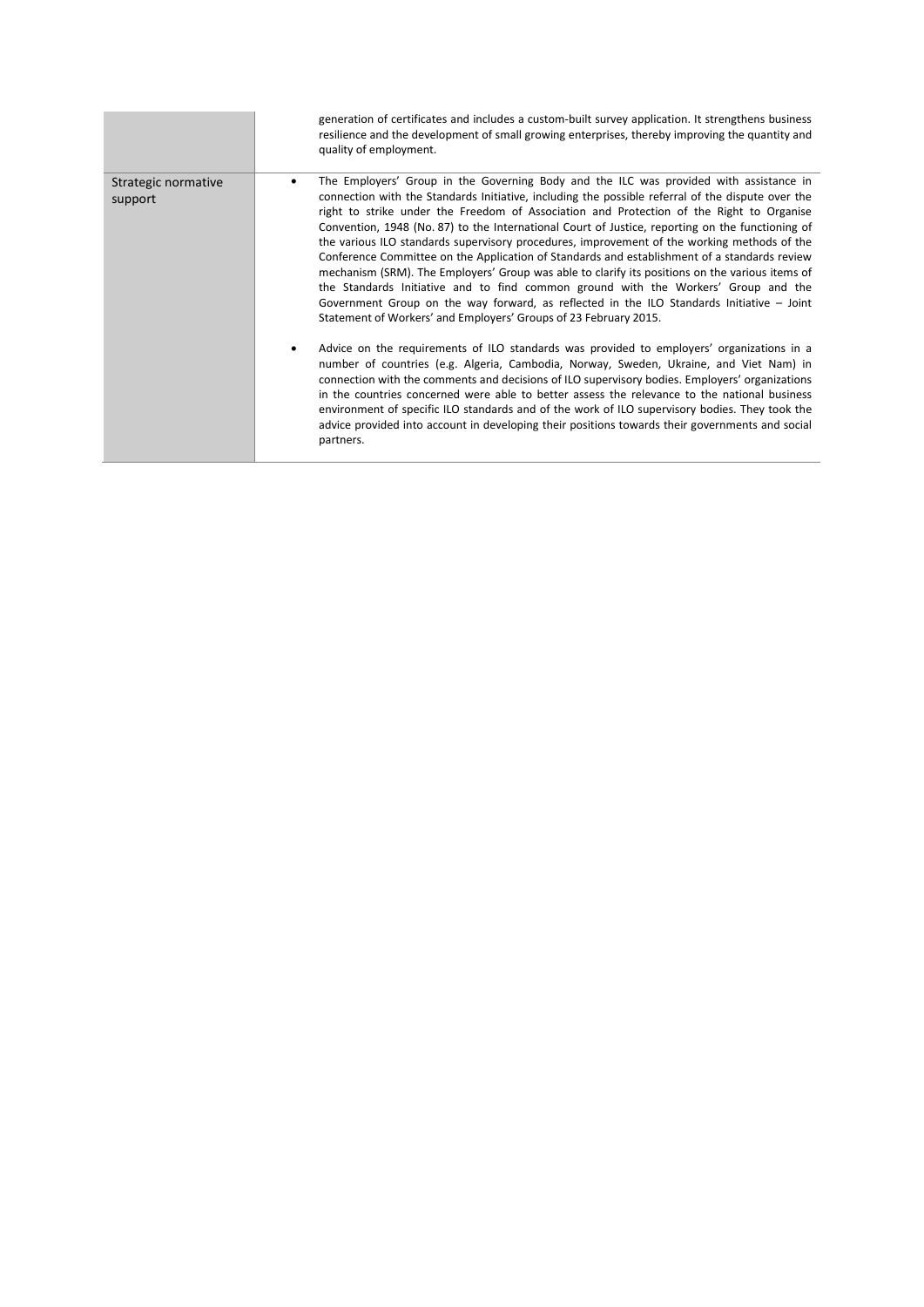| | |
|---|---|
| | generation of certificates and includes a custom-built survey application. It strengthens business resilience and the development of small growing enterprises, thereby improving the quantity and quality of employment. |
| Strategic normative support | • The Employers' Group in the Governing Body and the ILC was provided with assistance in connection with the Standards Initiative, including the possible referral of the dispute over the right to strike under the Freedom of Association and Protection of the Right to Organise Convention, 1948 (No. 87) to the International Court of Justice, reporting on the functioning of the various ILO standards supervisory procedures, improvement of the working methods of the Conference Committee on the Application of Standards and establishment of a standards review mechanism (SRM). The Employers' Group was able to clarify its positions on the various items of the Standards Initiative and to find common ground with the Workers' Group and the Government Group on the way forward, as reflected in the ILO Standards Initiative – Joint Statement of Workers' and Employers' Groups of 23 February 2015.<br><br>• Advice on the requirements of ILO standards was provided to employers' organizations in a number of countries (e.g. Algeria, Cambodia, Norway, Sweden, Ukraine, and Viet Nam) in connection with the comments and decisions of ILO supervisory bodies. Employers' organizations in the countries concerned were able to better assess the relevance to the national business environment of specific ILO standards and of the work of ILO supervisory bodies. They took the advice provided into account in developing their positions towards their governments and social partners. |